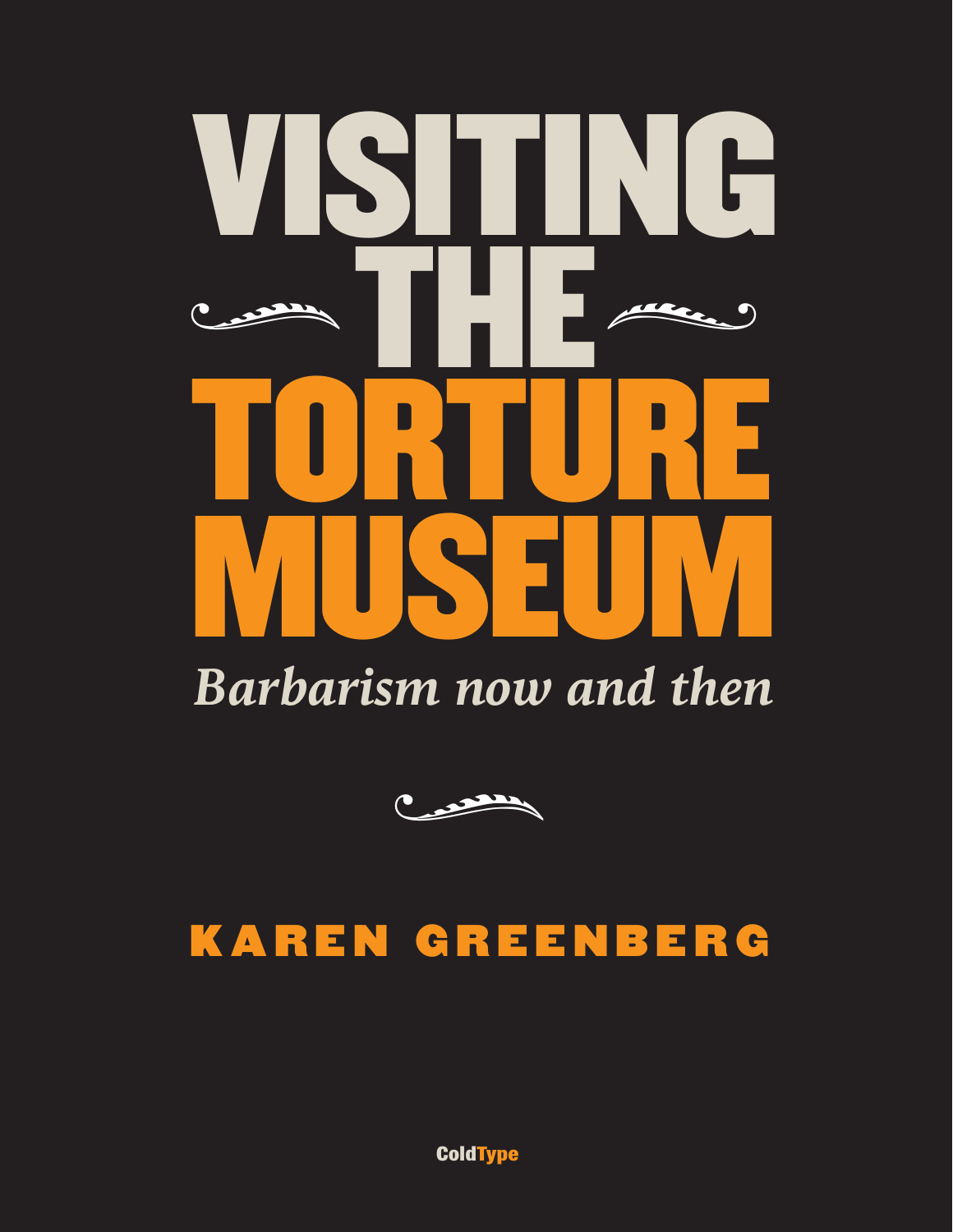# VISITING THE TORTURE MUSEUM

*Barbarism now and then*

**KAREN GREENBERG**

ColdType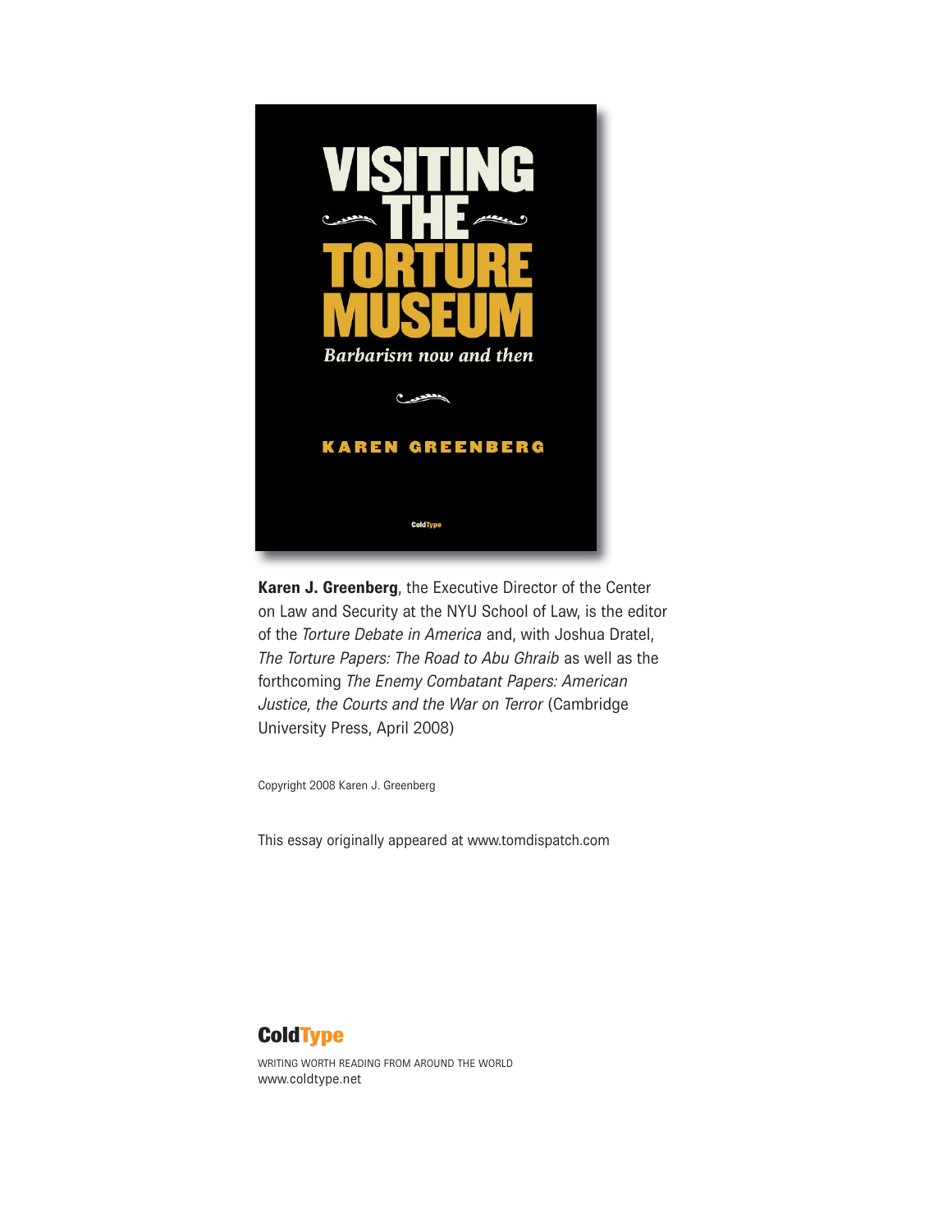# VISITING THE TORTURE MUSEUM

*Barbarism now and then*

KAREN GREENBERG

ColdType

**Karen J. Greenberg**, the Executive Director of the Center on Law and Security at the NYU School of Law, is the editor of the *Torture Debate in America* and, with Joshua Dratel, *The Torture Papers: The Road to Abu Ghraib* as well as the forthcoming *The Enemy Combatant Papers: American Justice, the Courts and the War on Terror* (Cambridge University Press, April 2008)

Copyright 2008 Karen J. Greenberg

This essay originally appeared at www.tomdispatch.com

**ColdType**

WRITING WORTH READING FROM AROUND THE WORLD
www.coldtype.net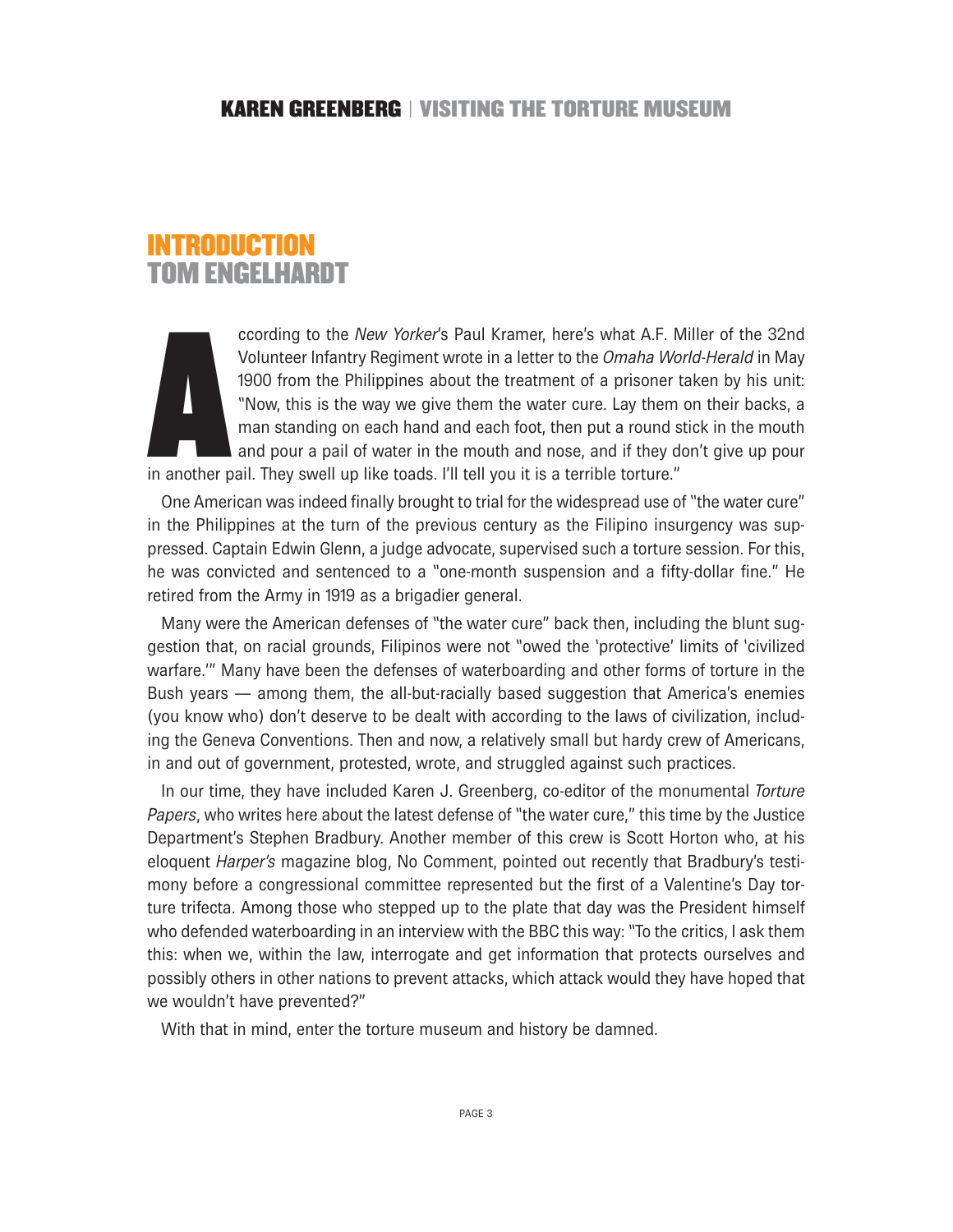# INTRODUCTION
## TOM ENGELHARDT

According to the *New Yorker*'s Paul Kramer, here's what A.F. Miller of the 32nd Volunteer Infantry Regiment wrote in a letter to the *Omaha World-Herald* in May 1900 from the Philippines about the treatment of a prisoner taken by his unit: "Now, this is the way we give them the water cure. Lay them on their backs, a man standing on each hand and each foot, then put a round stick in the mouth and pour a pail of water in the mouth and nose, and if they don't give up pour in another pail. They swell up like toads. I'll tell you it is a terrible torture."

One American was indeed finally brought to trial for the widespread use of "the water cure" in the Philippines at the turn of the previous century as the Filipino insurgency was suppressed. Captain Edwin Glenn, a judge advocate, supervised such a torture session. For this, he was convicted and sentenced to a "one-month suspension and a fifty-dollar fine." He retired from the Army in 1919 as a brigadier general.

Many were the American defenses of "the water cure" back then, including the blunt suggestion that, on racial grounds, Filipinos were not "owed the 'protective' limits of 'civilized warfare.'" Many have been the defenses of waterboarding and other forms of torture in the Bush years — among them, the all-but-racially based suggestion that America's enemies (you know who) don't deserve to be dealt with according to the laws of civilization, including the Geneva Conventions. Then and now, a relatively small but hardy crew of Americans, in and out of government, protested, wrote, and struggled against such practices.

In our time, they have included Karen J. Greenberg, co-editor of the monumental *Torture Papers*, who writes here about the latest defense of "the water cure," this time by the Justice Department's Stephen Bradbury. Another member of this crew is Scott Horton who, at his eloquent *Harper's* magazine blog, No Comment, pointed out recently that Bradbury's testimony before a congressional committee represented but the first of a Valentine's Day torture trifecta. Among those who stepped up to the plate that day was the President himself who defended waterboarding in an interview with the BBC this way: "To the critics, I ask them this: when we, within the law, interrogate and get information that protects ourselves and possibly others in other nations to prevent attacks, which attack would they have hoped that we wouldn't have prevented?"

With that in mind, enter the torture museum and history be damned.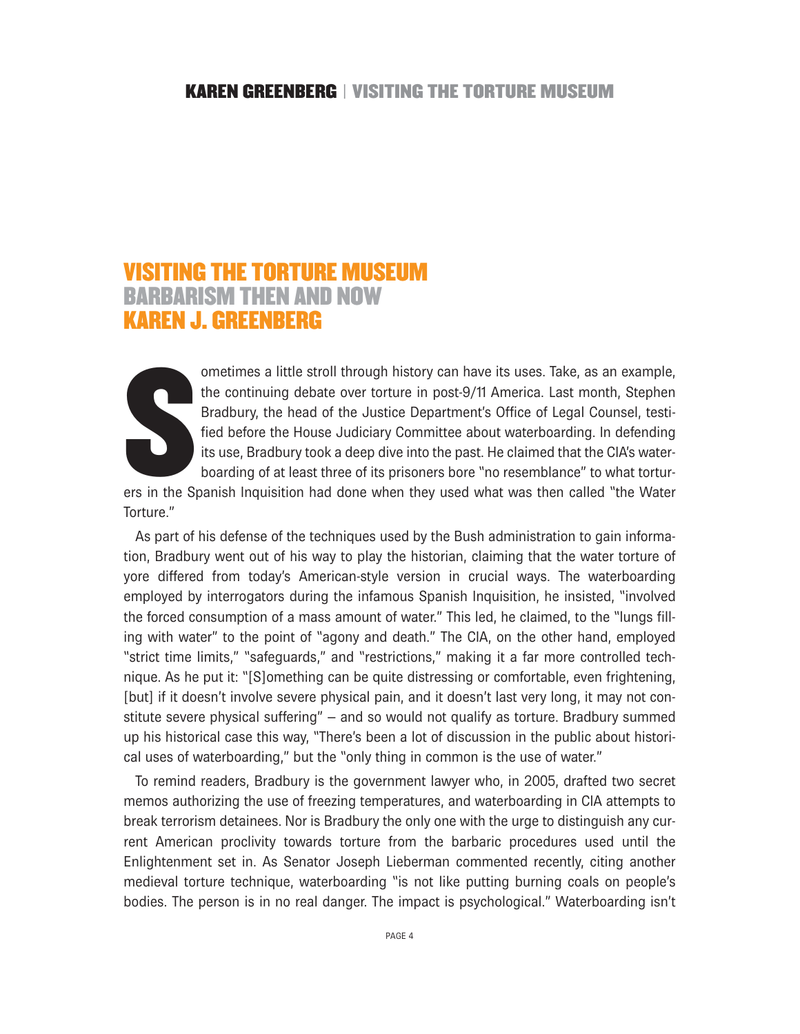# VISITING THE TORTURE MUSEUM
## BARBARISM THEN AND NOW
### KAREN J. GREENBERG

Sometimes a little stroll through history can have its uses. Take, as an example, the continuing debate over torture in post-9/11 America. Last month, Stephen Bradbury, the head of the Justice Department's Office of Legal Counsel, testified before the House Judiciary Committee about waterboarding. In defending its use, Bradbury took a deep dive into the past. He claimed that the CIA's waterboarding of at least three of its prisoners bore "no resemblance" to what torturers in the Spanish Inquisition had done when they used what was then called "the Water Torture."

As part of his defense of the techniques used by the Bush administration to gain information, Bradbury went out of his way to play the historian, claiming that the water torture of yore differed from today's American-style version in crucial ways. The waterboarding employed by interrogators during the infamous Spanish Inquisition, he insisted, "involved the forced consumption of a mass amount of water." This led, he claimed, to the "lungs filling with water" to the point of "agony and death." The CIA, on the other hand, employed "strict time limits," "safeguards," and "restrictions," making it a far more controlled technique. As he put it: "[S]omething can be quite distressing or comfortable, even frightening, [but] if it doesn't involve severe physical pain, and it doesn't last very long, it may not constitute severe physical suffering" – and so would not qualify as torture. Bradbury summed up his historical case this way, "There's been a lot of discussion in the public about historical uses of waterboarding," but the "only thing in common is the use of water."

To remind readers, Bradbury is the government lawyer who, in 2005, drafted two secret memos authorizing the use of freezing temperatures, and waterboarding in CIA attempts to break terrorism detainees. Nor is Bradbury the only one with the urge to distinguish any current American proclivity towards torture from the barbaric procedures used until the Enlightenment set in. As Senator Joseph Lieberman commented recently, citing another medieval torture technique, waterboarding "is not like putting burning coals on people's bodies. The person is in no real danger. The impact is psychological." Waterboarding isn't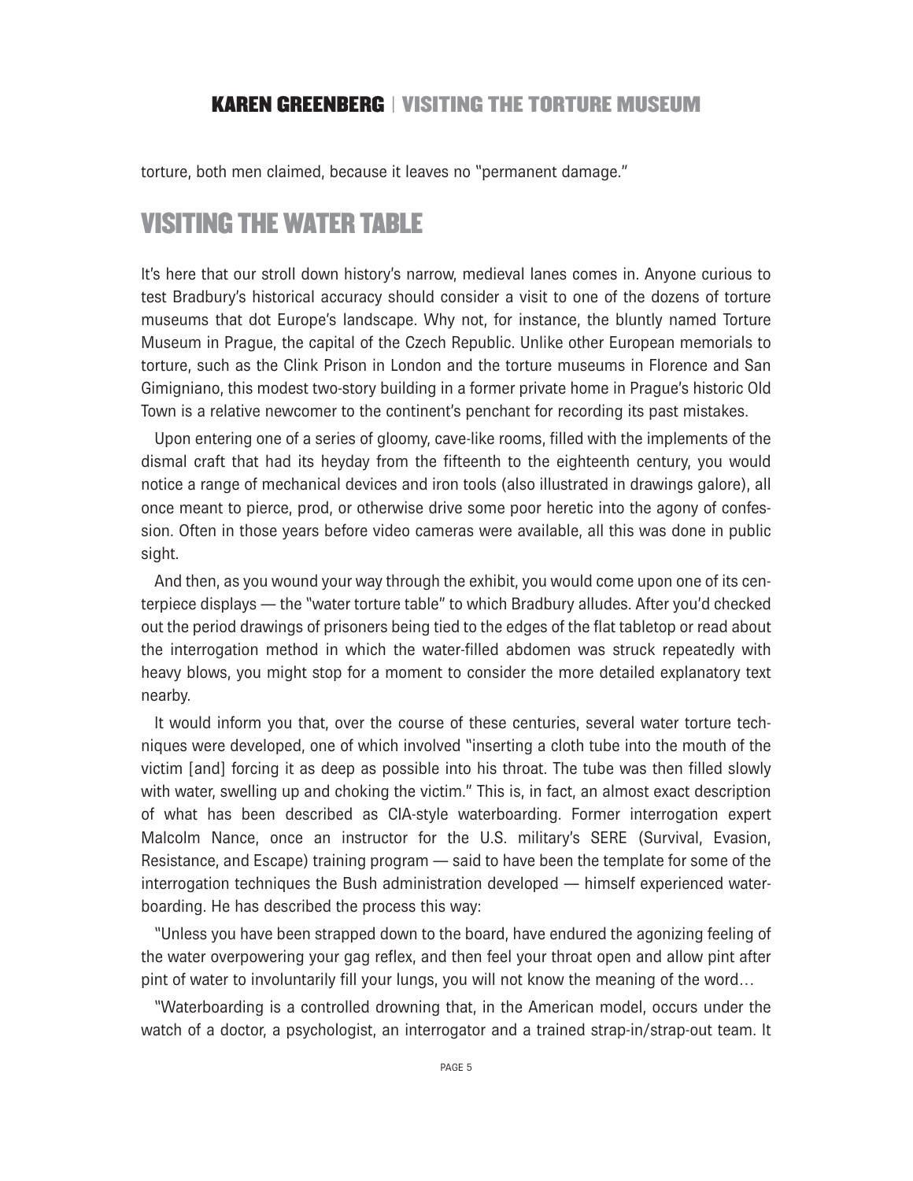torture, both men claimed, because it leaves no "permanent damage."

## VISITING THE WATER TABLE

It's here that our stroll down history's narrow, medieval lanes comes in. Anyone curious to test Bradbury's historical accuracy should consider a visit to one of the dozens of torture museums that dot Europe's landscape. Why not, for instance, the bluntly named Torture Museum in Prague, the capital of the Czech Republic. Unlike other European memorials to torture, such as the Clink Prison in London and the torture museums in Florence and San Gimigniano, this modest two-story building in a former private home in Prague's historic Old Town is a relative newcomer to the continent's penchant for recording its past mistakes.

Upon entering one of a series of gloomy, cave-like rooms, filled with the implements of the dismal craft that had its heyday from the fifteenth to the eighteenth century, you would notice a range of mechanical devices and iron tools (also illustrated in drawings galore), all once meant to pierce, prod, or otherwise drive some poor heretic into the agony of confession. Often in those years before video cameras were available, all this was done in public sight.

And then, as you wound your way through the exhibit, you would come upon one of its centerpiece displays — the "water torture table" to which Bradbury alludes. After you'd checked out the period drawings of prisoners being tied to the edges of the flat tabletop or read about the interrogation method in which the water-filled abdomen was struck repeatedly with heavy blows, you might stop for a moment to consider the more detailed explanatory text nearby.

It would inform you that, over the course of these centuries, several water torture techniques were developed, one of which involved "inserting a cloth tube into the mouth of the victim [and] forcing it as deep as possible into his throat. The tube was then filled slowly with water, swelling up and choking the victim." This is, in fact, an almost exact description of what has been described as CIA-style waterboarding. Former interrogation expert Malcolm Nance, once an instructor for the U.S. military's SERE (Survival, Evasion, Resistance, and Escape) training program — said to have been the template for some of the interrogation techniques the Bush administration developed — himself experienced waterboarding. He has described the process this way:

"Unless you have been strapped down to the board, have endured the agonizing feeling of the water overpowering your gag reflex, and then feel your throat open and allow pint after pint of water to involuntarily fill your lungs, you will not know the meaning of the word…

"Waterboarding is a controlled drowning that, in the American model, occurs under the watch of a doctor, a psychologist, an interrogator and a trained strap-in/strap-out team. It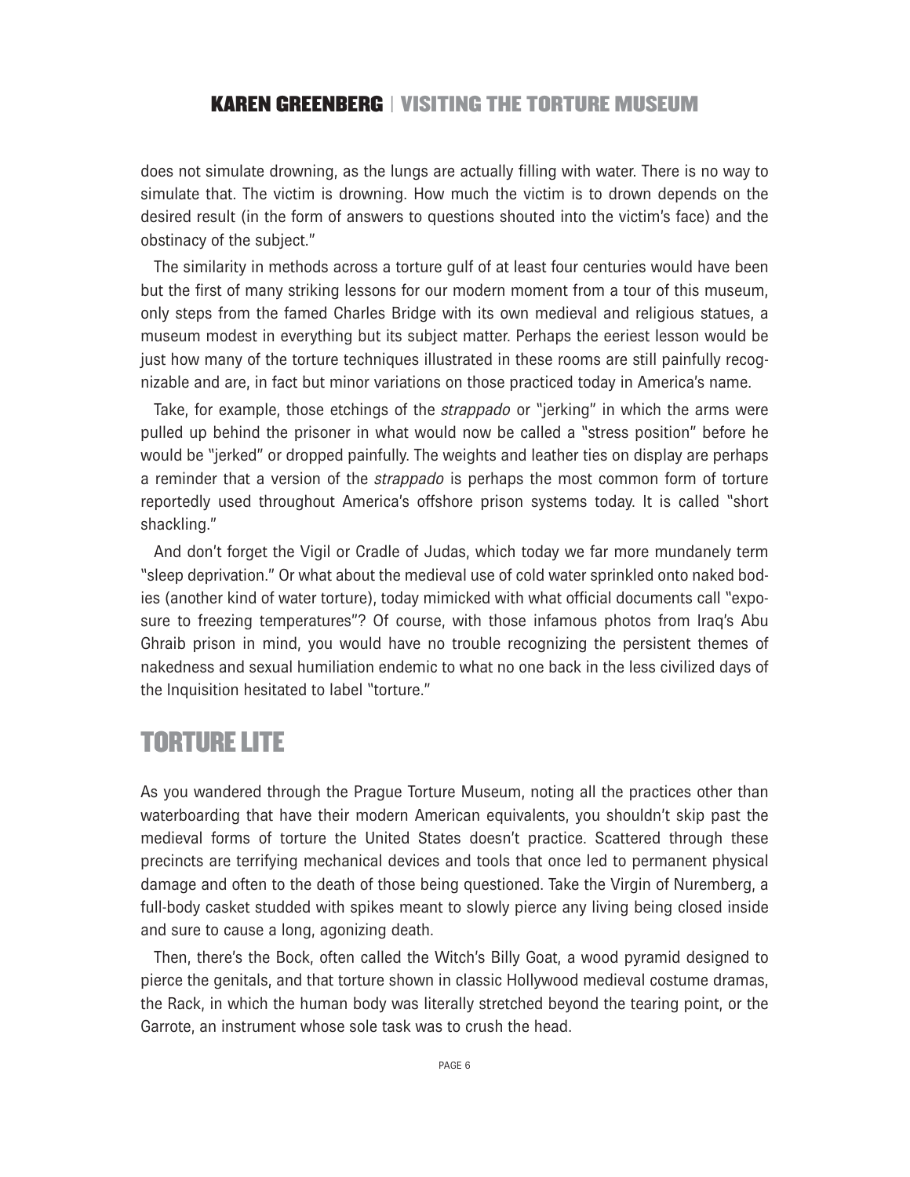does not simulate drowning, as the lungs are actually filling with water. There is no way to simulate that. The victim is drowning. How much the victim is to drown depends on the desired result (in the form of answers to questions shouted into the victim's face) and the obstinacy of the subject."

The similarity in methods across a torture gulf of at least four centuries would have been but the first of many striking lessons for our modern moment from a tour of this museum, only steps from the famed Charles Bridge with its own medieval and religious statues, a museum modest in everything but its subject matter. Perhaps the eeriest lesson would be just how many of the torture techniques illustrated in these rooms are still painfully recognizable and are, in fact but minor variations on those practiced today in America's name.

Take, for example, those etchings of the *strappado* or "jerking" in which the arms were pulled up behind the prisoner in what would now be called a "stress position" before he would be "jerked" or dropped painfully. The weights and leather ties on display are perhaps a reminder that a version of the *strappado* is perhaps the most common form of torture reportedly used throughout America's offshore prison systems today. It is called "short shackling."

And don't forget the Vigil or Cradle of Judas, which today we far more mundanely term "sleep deprivation." Or what about the medieval use of cold water sprinkled onto naked bodies (another kind of water torture), today mimicked with what official documents call "exposure to freezing temperatures"? Of course, with those infamous photos from Iraq's Abu Ghraib prison in mind, you would have no trouble recognizing the persistent themes of nakedness and sexual humiliation endemic to what no one back in the less civilized days of the Inquisition hesitated to label "torture."

## TORTURE LITE

As you wandered through the Prague Torture Museum, noting all the practices other than waterboarding that have their modern American equivalents, you shouldn't skip past the medieval forms of torture the United States doesn't practice. Scattered through these precincts are terrifying mechanical devices and tools that once led to permanent physical damage and often to the death of those being questioned. Take the Virgin of Nuremberg, a full-body casket studded with spikes meant to slowly pierce any living being closed inside and sure to cause a long, agonizing death.

Then, there's the Bock, often called the Witch's Billy Goat, a wood pyramid designed to pierce the genitals, and that torture shown in classic Hollywood medieval costume dramas, the Rack, in which the human body was literally stretched beyond the tearing point, or the Garrote, an instrument whose sole task was to crush the head.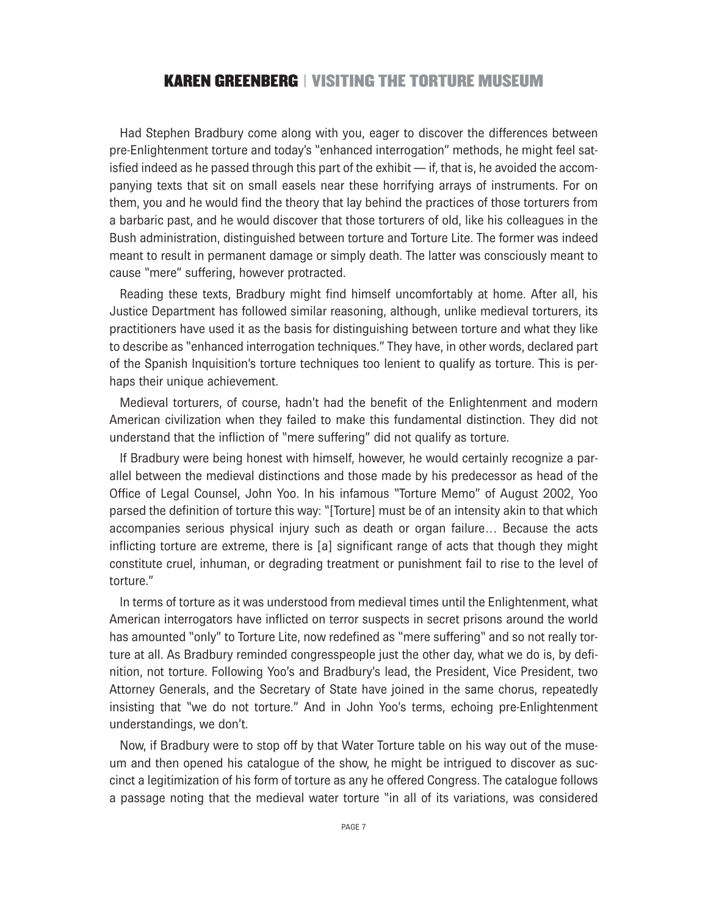Had Stephen Bradbury come along with you, eager to discover the differences between pre-Enlightenment torture and today's "enhanced interrogation" methods, he might feel satisfied indeed as he passed through this part of the exhibit — if, that is, he avoided the accompanying texts that sit on small easels near these horrifying arrays of instruments. For on them, you and he would find the theory that lay behind the practices of those torturers from a barbaric past, and he would discover that those torturers of old, like his colleagues in the Bush administration, distinguished between torture and Torture Lite. The former was indeed meant to result in permanent damage or simply death. The latter was consciously meant to cause "mere" suffering, however protracted.

Reading these texts, Bradbury might find himself uncomfortably at home. After all, his Justice Department has followed similar reasoning, although, unlike medieval torturers, its practitioners have used it as the basis for distinguishing between torture and what they like to describe as "enhanced interrogation techniques." They have, in other words, declared part of the Spanish Inquisition's torture techniques too lenient to qualify as torture. This is perhaps their unique achievement.

Medieval torturers, of course, hadn't had the benefit of the Enlightenment and modern American civilization when they failed to make this fundamental distinction. They did not understand that the infliction of "mere suffering" did not qualify as torture.

If Bradbury were being honest with himself, however, he would certainly recognize a parallel between the medieval distinctions and those made by his predecessor as head of the Office of Legal Counsel, John Yoo. In his infamous "Torture Memo" of August 2002, Yoo parsed the definition of torture this way: "[Torture] must be of an intensity akin to that which accompanies serious physical injury such as death or organ failure… Because the acts inflicting torture are extreme, there is [a] significant range of acts that though they might constitute cruel, inhuman, or degrading treatment or punishment fail to rise to the level of torture."

In terms of torture as it was understood from medieval times until the Enlightenment, what American interrogators have inflicted on terror suspects in secret prisons around the world has amounted "only" to Torture Lite, now redefined as "mere suffering" and so not really torture at all. As Bradbury reminded congresspeople just the other day, what we do is, by definition, not torture. Following Yoo's and Bradbury's lead, the President, Vice President, two Attorney Generals, and the Secretary of State have joined in the same chorus, repeatedly insisting that "we do not torture." And in John Yoo's terms, echoing pre-Enlightenment understandings, we don't.

Now, if Bradbury were to stop off by that Water Torture table on his way out of the museum and then opened his catalogue of the show, he might be intrigued to discover as succinct a legitimization of his form of torture as any he offered Congress. The catalogue follows a passage noting that the medieval water torture "in all of its variations, was considered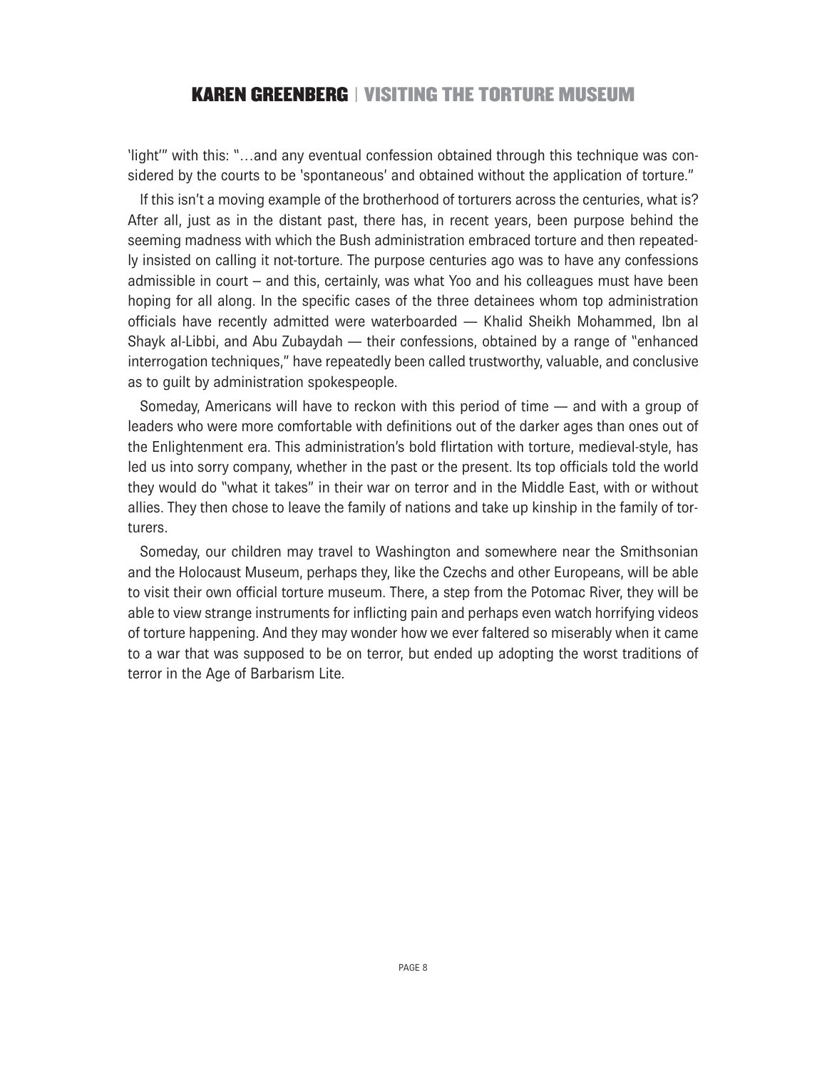'light'" with this: "…and any eventual confession obtained through this technique was considered by the courts to be 'spontaneous' and obtained without the application of torture."

If this isn't a moving example of the brotherhood of torturers across the centuries, what is? After all, just as in the distant past, there has, in recent years, been purpose behind the seeming madness with which the Bush administration embraced torture and then repeatedly insisted on calling it not-torture. The purpose centuries ago was to have any confessions admissible in court – and this, certainly, was what Yoo and his colleagues must have been hoping for all along. In the specific cases of the three detainees whom top administration officials have recently admitted were waterboarded — Khalid Sheikh Mohammed, Ibn al Shayk al-Libbi, and Abu Zubaydah — their confessions, obtained by a range of "enhanced interrogation techniques," have repeatedly been called trustworthy, valuable, and conclusive as to guilt by administration spokespeople.

Someday, Americans will have to reckon with this period of time — and with a group of leaders who were more comfortable with definitions out of the darker ages than ones out of the Enlightenment era. This administration's bold flirtation with torture, medieval-style, has led us into sorry company, whether in the past or the present. Its top officials told the world they would do "what it takes" in their war on terror and in the Middle East, with or without allies. They then chose to leave the family of nations and take up kinship in the family of torturers.

Someday, our children may travel to Washington and somewhere near the Smithsonian and the Holocaust Museum, perhaps they, like the Czechs and other Europeans, will be able to visit their own official torture museum. There, a step from the Potomac River, they will be able to view strange instruments for inflicting pain and perhaps even watch horrifying videos of torture happening. And they may wonder how we ever faltered so miserably when it came to a war that was supposed to be on terror, but ended up adopting the worst traditions of terror in the Age of Barbarism Lite.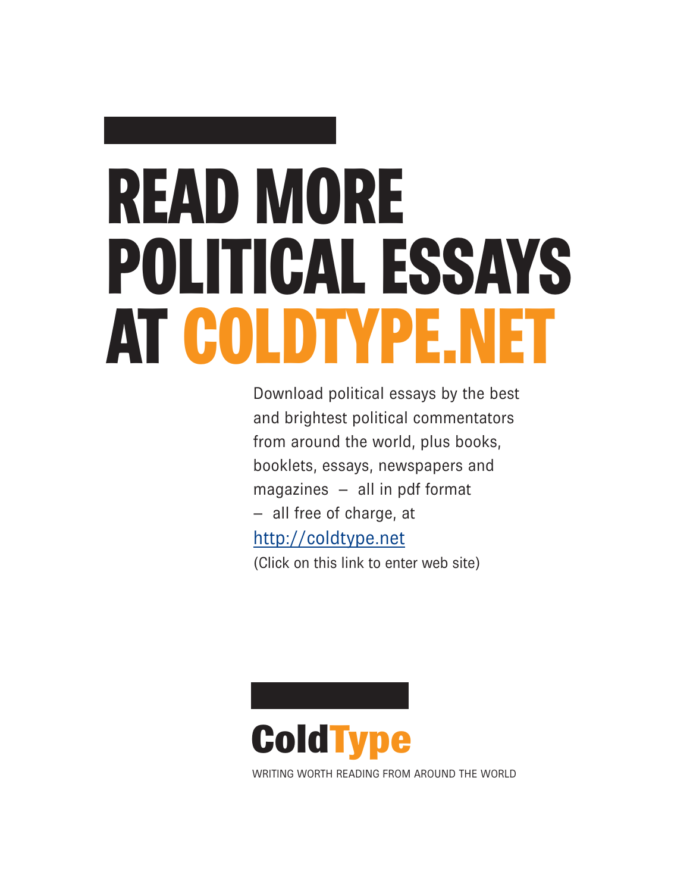# READ MORE POLITICAL ESSAYS AT COLDTYPE.NET

Download political essays by the best and brightest political commentators from around the world, plus books, booklets, essays, newspapers and magazines – all in pdf format – all free of charge, at

[http://coldtype.net](http://coldtype.net)

(Click on this link to enter web site)

**ColdType**

WRITING WORTH READING FROM AROUND THE WORLD